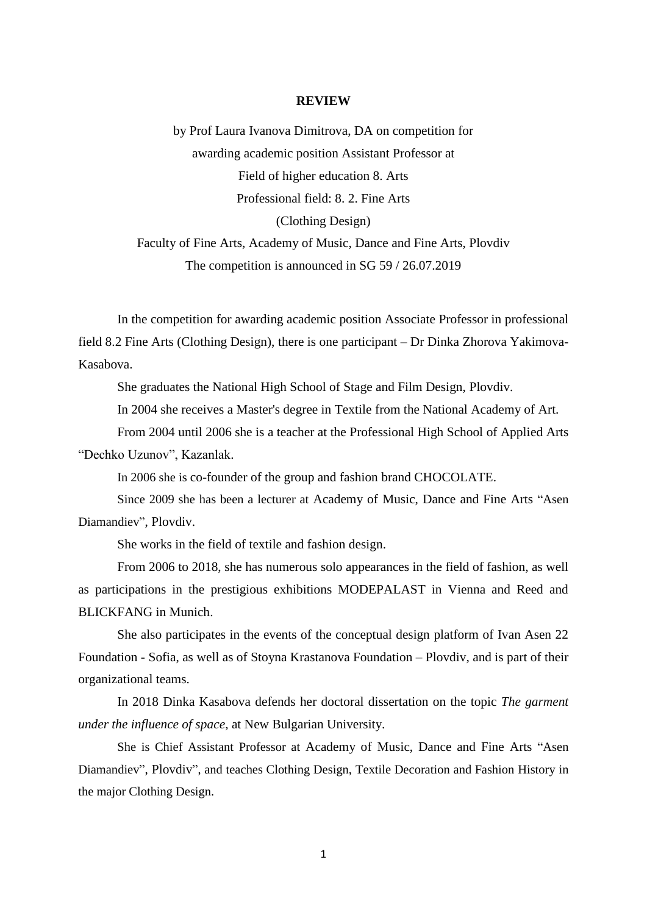**REVIEW**

by Prof Laura Ivanova Dimitrova, DA on competition for
awarding academic position Assistant Professor at
Field of higher education 8. Arts
Professional field: 8. 2. Fine Arts
(Clothing Design)
Faculty of Fine Arts, Academy of Music, Dance and Fine Arts, Plovdiv
The competition is announced in SG 59 / 26.07.2019

In the competition for awarding academic position Associate Professor in professional field 8.2 Fine Arts (Clothing Design), there is one participant – Dr Dinka Zhorova Yakimova-Kasabova.

She graduates the National High School of Stage and Film Design, Plovdiv.

In 2004 she receives a Master's degree in Textile from the National Academy of Art.

From 2004 until 2006 she is a teacher at the Professional High School of Applied Arts "Dechko Uzunov", Kazanlak.

In 2006 she is co-founder of the group and fashion brand CHOCOLATE.

Since 2009 she has been a lecturer at Academy of Music, Dance and Fine Arts "Asen Diamandiev", Plovdiv.

She works in the field of textile and fashion design.

From 2006 to 2018, she has numerous solo appearances in the field of fashion, as well as participations in the prestigious exhibitions MODEPALAST in Vienna and Reed and BLICKFANG in Munich.

She also participates in the events of the conceptual design platform of Ivan Asen 22 Foundation - Sofia, as well as of Stoyna Krastanova Foundation – Plovdiv, and is part of their organizational teams.

In 2018 Dinka Kasabova defends her doctoral dissertation on the topic *The garment under the influence of space*, at New Bulgarian University.

She is Chief Assistant Professor at Academy of Music, Dance and Fine Arts "Asen Diamandiev", Plovdiv", and teaches Clothing Design, Textile Decoration and Fashion History in the major Clothing Design.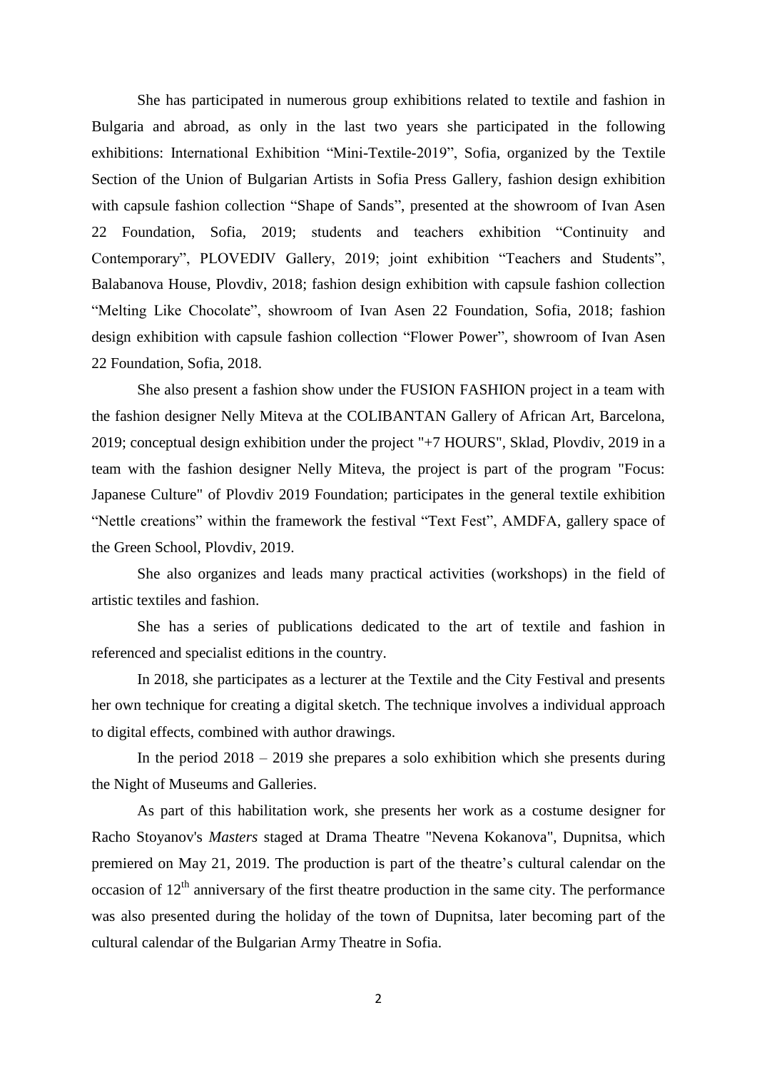She has participated in numerous group exhibitions related to textile and fashion in Bulgaria and abroad, as only in the last two years she participated in the following exhibitions: International Exhibition "Mini-Textile-2019", Sofia, organized by the Textile Section of the Union of Bulgarian Artists in Sofia Press Gallery, fashion design exhibition with capsule fashion collection "Shape of Sands", presented at the showroom of Ivan Asen 22 Foundation, Sofia, 2019; students and teachers exhibition "Continuity and Contemporary", PLOVEDIV Gallery, 2019; joint exhibition "Teachers and Students", Balabanova House, Plovdiv, 2018; fashion design exhibition with capsule fashion collection "Melting Like Chocolate", showroom of Ivan Asen 22 Foundation, Sofia, 2018; fashion design exhibition with capsule fashion collection "Flower Power", showroom of Ivan Asen 22 Foundation, Sofia, 2018.

She also present a fashion show under the FUSION FASHION project in a team with the fashion designer Nelly Miteva at the COLIBANTAN Gallery of African Art, Barcelona, 2019; conceptual design exhibition under the project "+7 HOURS", Sklad, Plovdiv, 2019 in a team with the fashion designer Nelly Miteva, the project is part of the program "Focus: Japanese Culture" of Plovdiv 2019 Foundation; participates in the general textile exhibition "Nettle creations" within the framework the festival "Text Fest", AMDFA, gallery space of the Green School, Plovdiv, 2019.

She also organizes and leads many practical activities (workshops) in the field of artistic textiles and fashion.

She has a series of publications dedicated to the art of textile and fashion in referenced and specialist editions in the country.

In 2018, she participates as a lecturer at the Textile and the City Festival and presents her own technique for creating a digital sketch. The technique involves a individual approach to digital effects, combined with author drawings.

In the period 2018 – 2019 she prepares a solo exhibition which she presents during the Night of Museums and Galleries.

As part of this habilitation work, she presents her work as a costume designer for Racho Stoyanov's *Masters* staged at Drama Theatre "Nevena Kokanova", Dupnitsa, which premiered on May 21, 2019. The production is part of the theatre's cultural calendar on the occasion of 12th anniversary of the first theatre production in the same city. The performance was also presented during the holiday of the town of Dupnitsa, later becoming part of the cultural calendar of the Bulgarian Army Theatre in Sofia.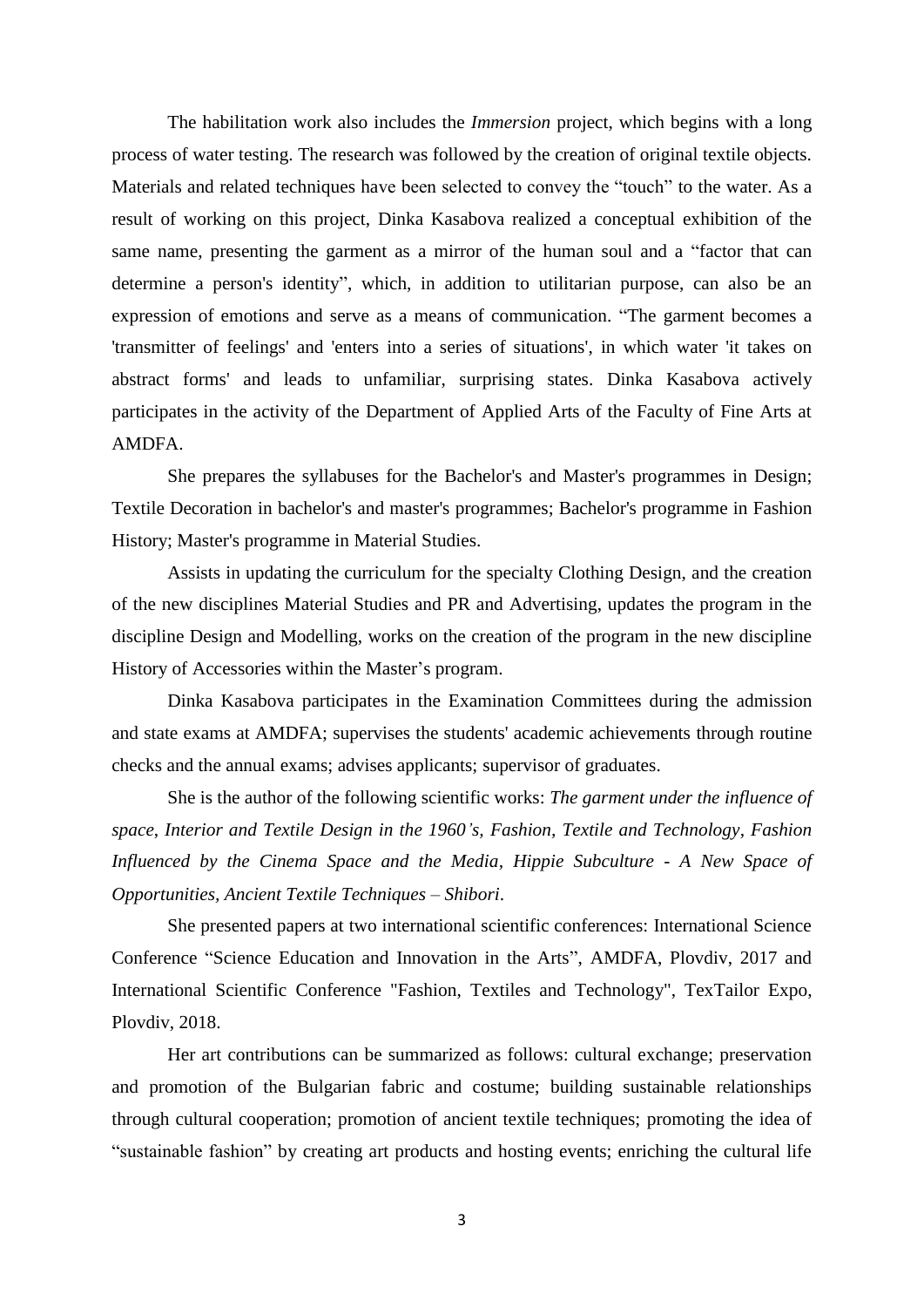The habilitation work also includes the *Immersion* project, which begins with a long process of water testing. The research was followed by the creation of original textile objects. Materials and related techniques have been selected to convey the "touch" to the water. As a result of working on this project, Dinka Kasabova realized a conceptual exhibition of the same name, presenting the garment as a mirror of the human soul and a "factor that can determine a person's identity", which, in addition to utilitarian purpose, can also be an expression of emotions and serve as a means of communication. "The garment becomes a 'transmitter of feelings' and 'enters into a series of situations', in which water 'it takes on abstract forms' and leads to unfamiliar, surprising states. Dinka Kasabova actively participates in the activity of the Department of Applied Arts of the Faculty of Fine Arts at AMDFA.

She prepares the syllabuses for the Bachelor's and Master's programmes in Design; Textile Decoration in bachelor's and master's programmes; Bachelor's programme in Fashion History; Master's programme in Material Studies.

Assists in updating the curriculum for the specialty Clothing Design, and the creation of the new disciplines Material Studies and PR and Advertising, updates the program in the discipline Design and Modelling, works on the creation of the program in the new discipline History of Accessories within the Master's program.

Dinka Kasabova participates in the Examination Committees during the admission and state exams at AMDFA; supervises the students' academic achievements through routine checks and the annual exams; advises applicants; supervisor of graduates.

She is the author of the following scientific works: *The garment under the influence of space*, *Interior and Textile Design in the 1960's*, *Fashion, Textile and Technology*, *Fashion Influenced by the Cinema Space and the Media*, *Hippie Subculture - A New Space of Opportunities*, *Ancient Textile Techniques – Shibori*.

She presented papers at two international scientific conferences: International Science Conference "Science Education and Innovation in the Arts", AMDFA, Plovdiv, 2017 and International Scientific Conference "Fashion, Textiles and Technology", TexTailor Expo, Plovdiv, 2018.

Her art contributions can be summarized as follows: cultural exchange; preservation and promotion of the Bulgarian fabric and costume; building sustainable relationships through cultural cooperation; promotion of ancient textile techniques; promoting the idea of "sustainable fashion" by creating art products and hosting events; enriching the cultural life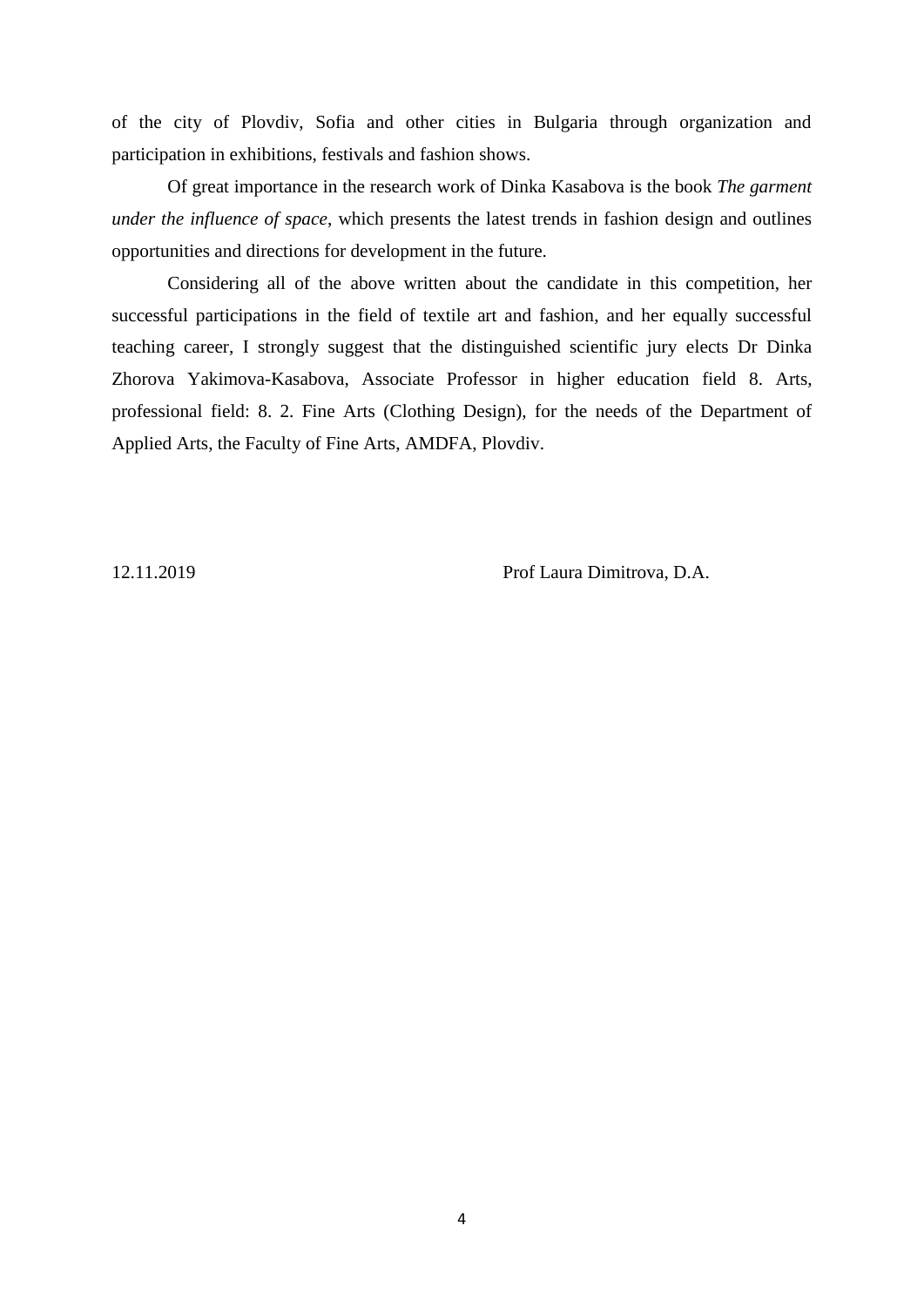of the city of Plovdiv, Sofia and other cities in Bulgaria through organization and participation in exhibitions, festivals and fashion shows.

Of great importance in the research work of Dinka Kasabova is the book *The garment under the influence of space*, which presents the latest trends in fashion design and outlines opportunities and directions for development in the future.

Considering all of the above written about the candidate in this competition, her successful participations in the field of textile art and fashion, and her equally successful teaching career, I strongly suggest that the distinguished scientific jury elects Dr Dinka Zhorova Yakimova-Kasabova, Associate Professor in higher education field 8. Arts, professional field: 8. 2. Fine Arts (Clothing Design), for the needs of the Department of Applied Arts, the Faculty of Fine Arts, AMDFA, Plovdiv.

12.11.2019 Prof Laura Dimitrova, D.A.